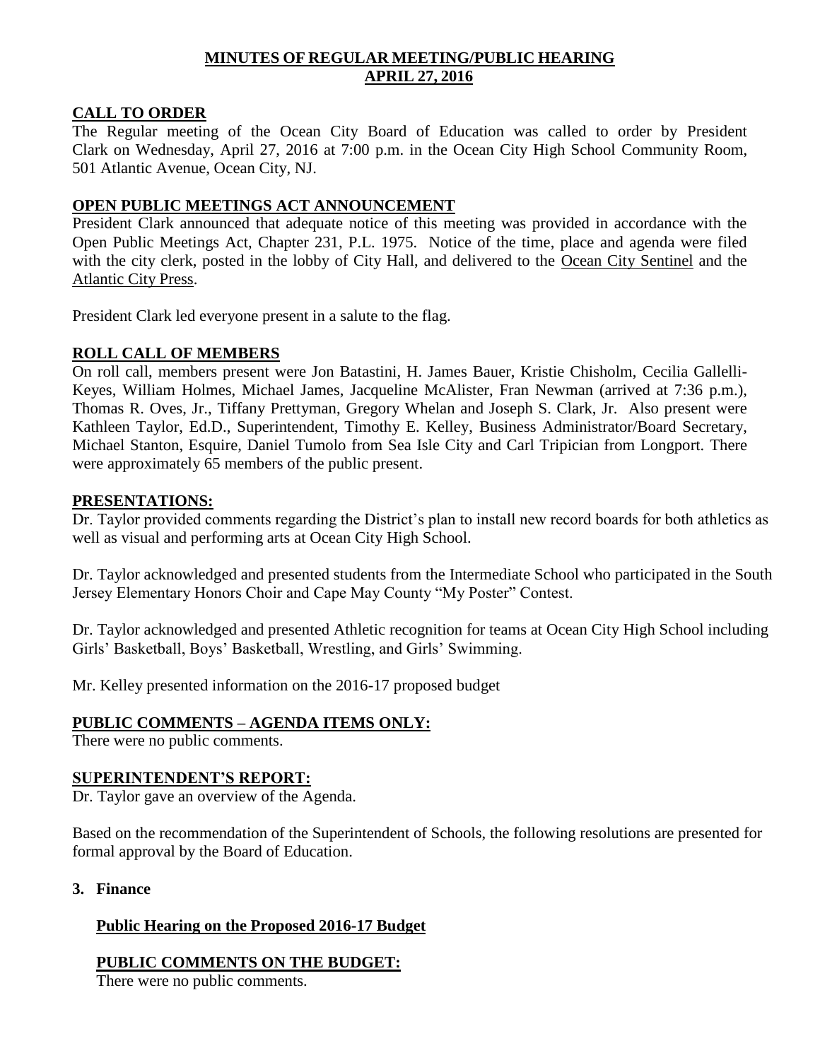# MINUTES OF REGULAR MEETING/PUBLIC HEARING
## APRIL 27, 2016

## CALL TO ORDER

The Regular meeting of the Ocean City Board of Education was called to order by President Clark on Wednesday, April 27, 2016 at 7:00 p.m. in the Ocean City High School Community Room, 501 Atlantic Avenue, Ocean City, NJ.

## OPEN PUBLIC MEETINGS ACT ANNOUNCEMENT

President Clark announced that adequate notice of this meeting was provided in accordance with the Open Public Meetings Act, Chapter 231, P.L. 1975. Notice of the time, place and agenda were filed with the city clerk, posted in the lobby of City Hall, and delivered to the Ocean City Sentinel and the Atlantic City Press.

President Clark led everyone present in a salute to the flag.

## ROLL CALL OF MEMBERS

On roll call, members present were Jon Batastini, H. James Bauer, Kristie Chisholm, Cecilia Gallelli-Keyes, William Holmes, Michael James, Jacqueline McAlister, Fran Newman (arrived at 7:36 p.m.), Thomas R. Oves, Jr., Tiffany Prettyman, Gregory Whelan and Joseph S. Clark, Jr. Also present were Kathleen Taylor, Ed.D., Superintendent, Timothy E. Kelley, Business Administrator/Board Secretary, Michael Stanton, Esquire, Daniel Tumolo from Sea Isle City and Carl Tripician from Longport. There were approximately 65 members of the public present.

## PRESENTATIONS:

Dr. Taylor provided comments regarding the District's plan to install new record boards for both athletics as well as visual and performing arts at Ocean City High School.

Dr. Taylor acknowledged and presented students from the Intermediate School who participated in the South Jersey Elementary Honors Choir and Cape May County "My Poster" Contest.

Dr. Taylor acknowledged and presented Athletic recognition for teams at Ocean City High School including Girls' Basketball, Boys' Basketball, Wrestling, and Girls' Swimming.

Mr. Kelley presented information on the 2016-17 proposed budget

## PUBLIC COMMENTS – AGENDA ITEMS ONLY:

There were no public comments.

## SUPERINTENDENT'S REPORT:

Dr. Taylor gave an overview of the Agenda.

Based on the recommendation of the Superintendent of Schools, the following resolutions are presented for formal approval by the Board of Education.

**3. Finance**

**Public Hearing on the Proposed 2016-17 Budget**

**PUBLIC COMMENTS ON THE BUDGET:**

There were no public comments.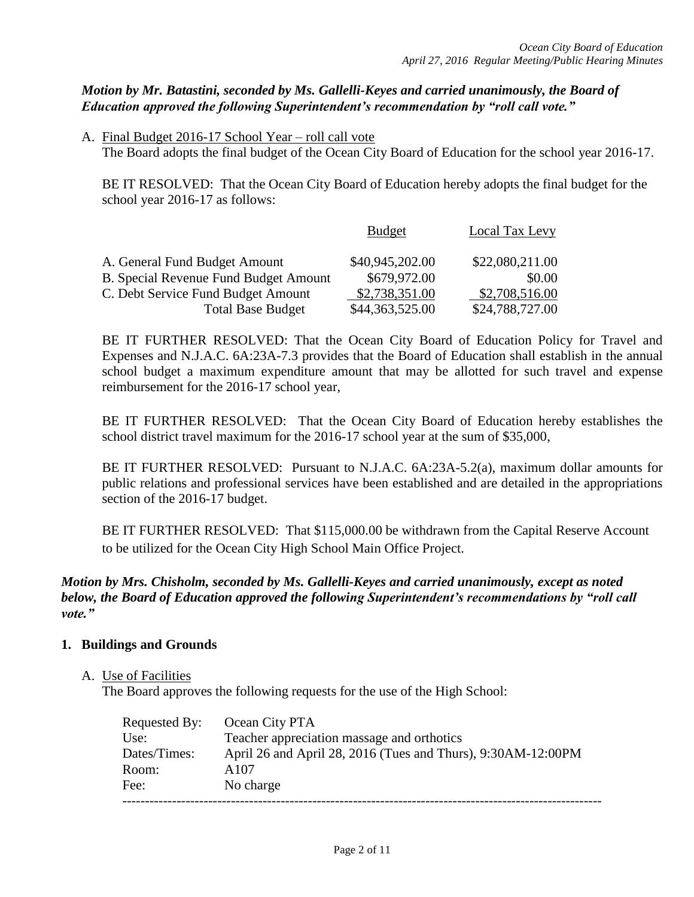***Motion by Mr. Batastini, seconded by Ms. Gallelli-Keyes and carried unanimously, the Board of Education approved the following Superintendent's recommendation by "roll call vote."***

A. Final Budget 2016-17 School Year – roll call vote

The Board adopts the final budget of the Ocean City Board of Education for the school year 2016-17.

BE IT RESOLVED: That the Ocean City Board of Education hereby adopts the final budget for the school year 2016-17 as follows:

| | Budget | Local Tax Levy |
|---|---|---|
| A. General Fund Budget Amount | $40,945,202.00 | $22,080,211.00 |
| B. Special Revenue Fund Budget Amount | $679,972.00 | $0.00 |
| C. Debt Service Fund Budget Amount | $2,738,351.00 | $2,708,516.00 |
| Total Base Budget | $44,363,525.00 | $24,788,727.00 |

BE IT FURTHER RESOLVED: That the Ocean City Board of Education Policy for Travel and Expenses and N.J.A.C. 6A:23A-7.3 provides that the Board of Education shall establish in the annual school budget a maximum expenditure amount that may be allotted for such travel and expense reimbursement for the 2016-17 school year,

BE IT FURTHER RESOLVED: That the Ocean City Board of Education hereby establishes the school district travel maximum for the 2016-17 school year at the sum of $35,000,

BE IT FURTHER RESOLVED: Pursuant to N.J.A.C. 6A:23A-5.2(a), maximum dollar amounts for public relations and professional services have been established and are detailed in the appropriations section of the 2016-17 budget.

BE IT FURTHER RESOLVED: That $115,000.00 be withdrawn from the Capital Reserve Account to be utilized for the Ocean City High School Main Office Project.

***Motion by Mrs. Chisholm, seconded by Ms. Gallelli-Keyes and carried unanimously, except as noted below, the Board of Education approved the following Superintendent's recommendations by "roll call vote."***

## 1. Buildings and Grounds

A. Use of Facilities

The Board approves the following requests for the use of the High School:

| | |
|---|---|
| Requested By: | Ocean City PTA |
| Use: | Teacher appreciation massage and orthotics |
| Dates/Times: | April 26 and April 28, 2016 (Tues and Thurs), 9:30AM-12:00PM |
| Room: | A107 |
| Fee: | No charge |

---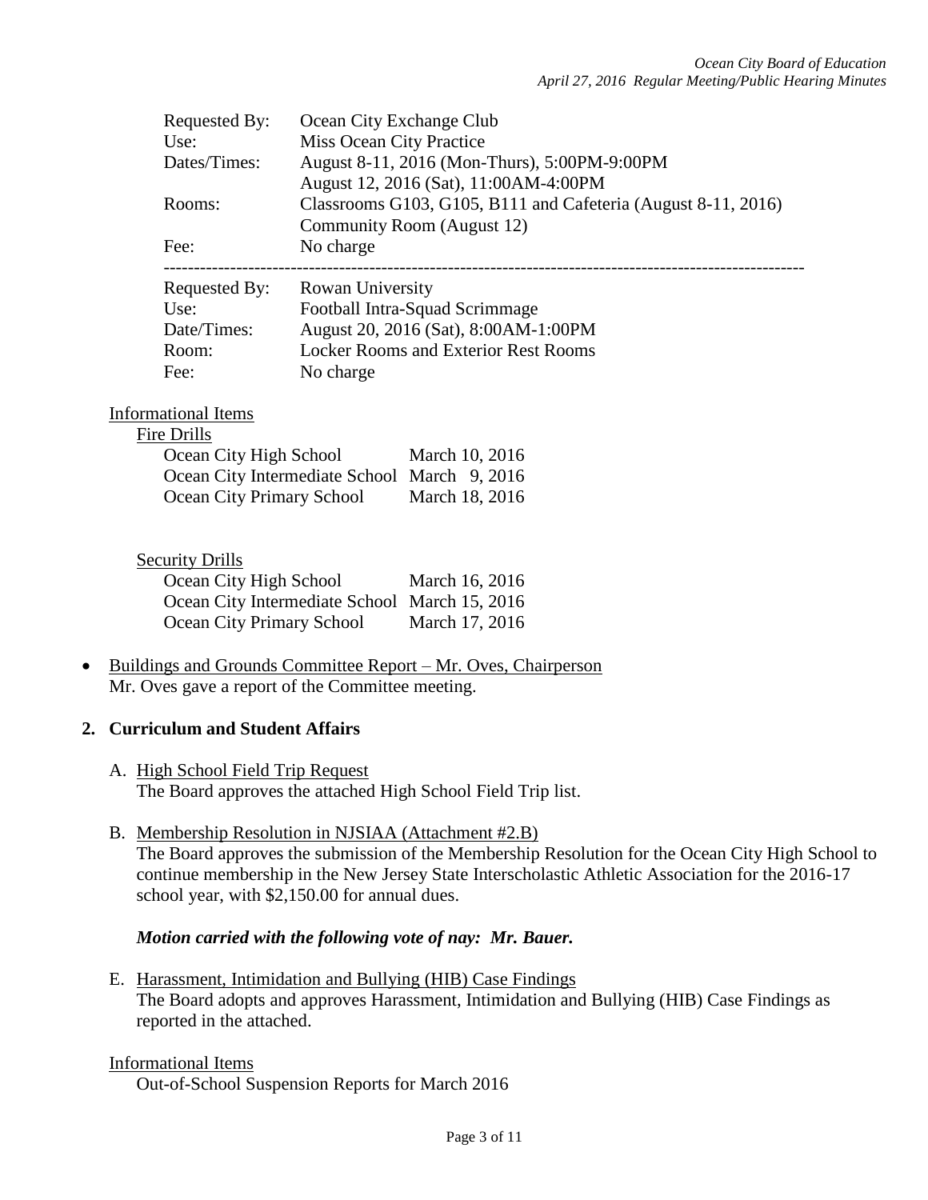| | |
|---|---|
| Requested By: | Ocean City Exchange Club |
| Use: | Miss Ocean City Practice |
| Dates/Times: | August 8-11, 2016 (Mon-Thurs), 5:00PM-9:00PM<br>August 12, 2016 (Sat), 11:00AM-4:00PM |
| Rooms: | Classrooms G103, G105, B111 and Cafeteria (August 8-11, 2016)<br>Community Room (August 12) |
| Fee: | No charge |

---

| | |
|---|---|
| Requested By: | Rowan University |
| Use: | Football Intra-Squad Scrimmage |
| Date/Times: | August 20, 2016 (Sat), 8:00AM-1:00PM |
| Room: | Locker Rooms and Exterior Rest Rooms |
| Fee: | No charge |

Informational Items

Fire Drills

| | |
|---|---|
| Ocean City High School | March 10, 2016 |
| Ocean City Intermediate School | March 9, 2016 |
| Ocean City Primary School | March 18, 2016 |

Security Drills

| | |
|---|---|
| Ocean City High School | March 16, 2016 |
| Ocean City Intermediate School | March 15, 2016 |
| Ocean City Primary School | March 17, 2016 |

- Buildings and Grounds Committee Report – Mr. Oves, Chairperson
  Mr. Oves gave a report of the Committee meeting.

**2. Curriculum and Student Affairs**

A. High School Field Trip Request
The Board approves the attached High School Field Trip list.

B. Membership Resolution in NJSIAA (Attachment #2.B)
The Board approves the submission of the Membership Resolution for the Ocean City High School to continue membership in the New Jersey State Interscholastic Athletic Association for the 2016-17 school year, with $2,150.00 for annual dues.

***Motion carried with the following vote of nay: Mr. Bauer.***

E. Harassment, Intimidation and Bullying (HIB) Case Findings
The Board adopts and approves Harassment, Intimidation and Bullying (HIB) Case Findings as reported in the attached.

Informational Items

Out-of-School Suspension Reports for March 2016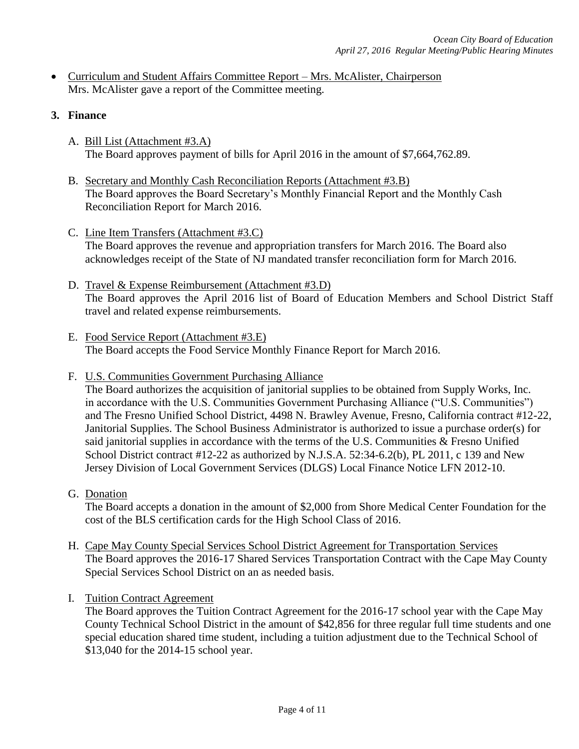- Curriculum and Student Affairs Committee Report – Mrs. McAlister, Chairperson
  Mrs. McAlister gave a report of the Committee meeting.

**3. Finance**

A. Bill List (Attachment #3.A)
   The Board approves payment of bills for April 2016 in the amount of $7,664,762.89.

B. Secretary and Monthly Cash Reconciliation Reports (Attachment #3.B)
   The Board approves the Board Secretary's Monthly Financial Report and the Monthly Cash Reconciliation Report for March 2016.

C. Line Item Transfers (Attachment #3.C)
   The Board approves the revenue and appropriation transfers for March 2016. The Board also acknowledges receipt of the State of NJ mandated transfer reconciliation form for March 2016.

D. Travel & Expense Reimbursement (Attachment #3.D)
   The Board approves the April 2016 list of Board of Education Members and School District Staff travel and related expense reimbursements.

E. Food Service Report (Attachment #3.E)
   The Board accepts the Food Service Monthly Finance Report for March 2016.

F. U.S. Communities Government Purchasing Alliance
   The Board authorizes the acquisition of janitorial supplies to be obtained from Supply Works, Inc. in accordance with the U.S. Communities Government Purchasing Alliance ("U.S. Communities") and The Fresno Unified School District, 4498 N. Brawley Avenue, Fresno, California contract #12-22, Janitorial Supplies. The School Business Administrator is authorized to issue a purchase order(s) for said janitorial supplies in accordance with the terms of the U.S. Communities & Fresno Unified School District contract #12-22 as authorized by N.J.S.A. 52:34-6.2(b), PL 2011, c 139 and New Jersey Division of Local Government Services (DLGS) Local Finance Notice LFN 2012-10.

G. Donation
   The Board accepts a donation in the amount of $2,000 from Shore Medical Center Foundation for the cost of the BLS certification cards for the High School Class of 2016.

H. Cape May County Special Services School District Agreement for Transportation Services
   The Board approves the 2016-17 Shared Services Transportation Contract with the Cape May County Special Services School District on an as needed basis.

I. Tuition Contract Agreement
   The Board approves the Tuition Contract Agreement for the 2016-17 school year with the Cape May County Technical School District in the amount of $42,856 for three regular full time students and one special education shared time student, including a tuition adjustment due to the Technical School of $13,040 for the 2014-15 school year.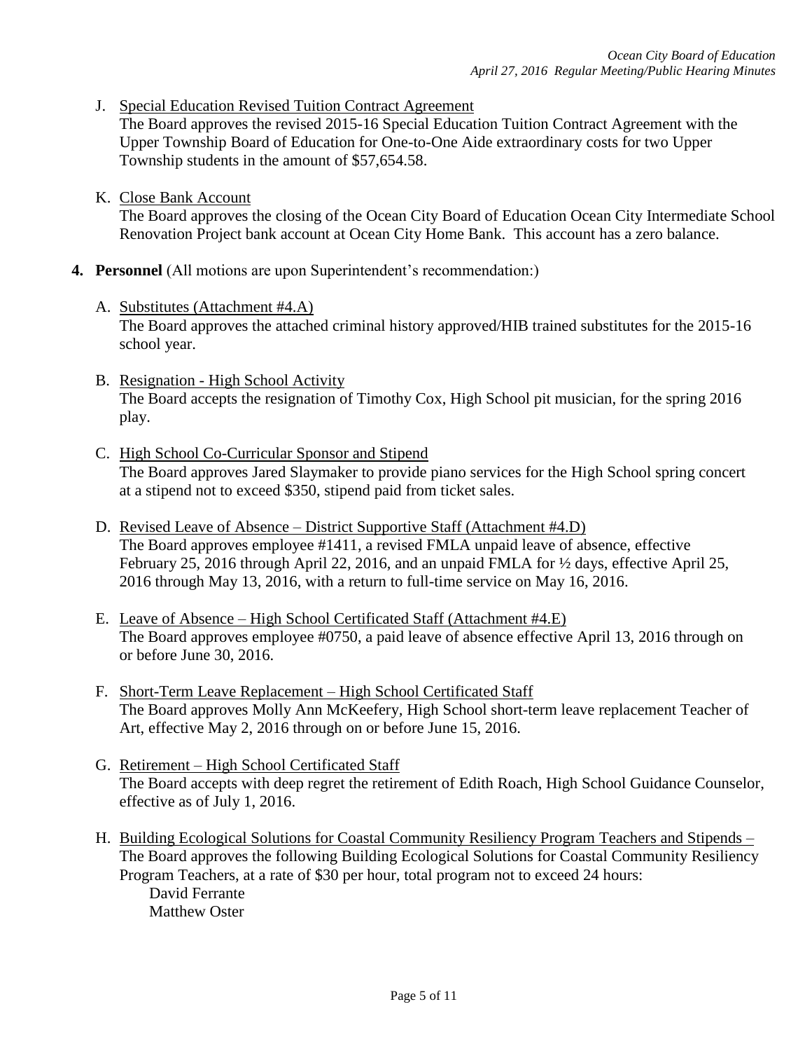J. Special Education Revised Tuition Contract Agreement
The Board approves the revised 2015-16 Special Education Tuition Contract Agreement with the Upper Township Board of Education for One-to-One Aide extraordinary costs for two Upper Township students in the amount of $57,654.58.

K. Close Bank Account
The Board approves the closing of the Ocean City Board of Education Ocean City Intermediate School Renovation Project bank account at Ocean City Home Bank. This account has a zero balance.

**4. Personnel** (All motions are upon Superintendent's recommendation:)

A. Substitutes (Attachment #4.A)
The Board approves the attached criminal history approved/HIB trained substitutes for the 2015-16 school year.

B. Resignation - High School Activity
The Board accepts the resignation of Timothy Cox, High School pit musician, for the spring 2016 play.

C. High School Co-Curricular Sponsor and Stipend
The Board approves Jared Slaymaker to provide piano services for the High School spring concert at a stipend not to exceed $350, stipend paid from ticket sales.

D. Revised Leave of Absence – District Supportive Staff (Attachment #4.D)
The Board approves employee #1411, a revised FMLA unpaid leave of absence, effective February 25, 2016 through April 22, 2016, and an unpaid FMLA for ½ days, effective April 25, 2016 through May 13, 2016, with a return to full-time service on May 16, 2016.

E. Leave of Absence – High School Certificated Staff (Attachment #4.E)
The Board approves employee #0750, a paid leave of absence effective April 13, 2016 through on or before June 30, 2016.

F. Short-Term Leave Replacement – High School Certificated Staff
The Board approves Molly Ann McKeefery, High School short-term leave replacement Teacher of Art, effective May 2, 2016 through on or before June 15, 2016.

G. Retirement – High School Certificated Staff
The Board accepts with deep regret the retirement of Edith Roach, High School Guidance Counselor, effective as of July 1, 2016.

H. Building Ecological Solutions for Coastal Community Resiliency Program Teachers and Stipends –
The Board approves the following Building Ecological Solutions for Coastal Community Resiliency Program Teachers, at a rate of $30 per hour, total program not to exceed 24 hours:
David Ferrante
Matthew Oster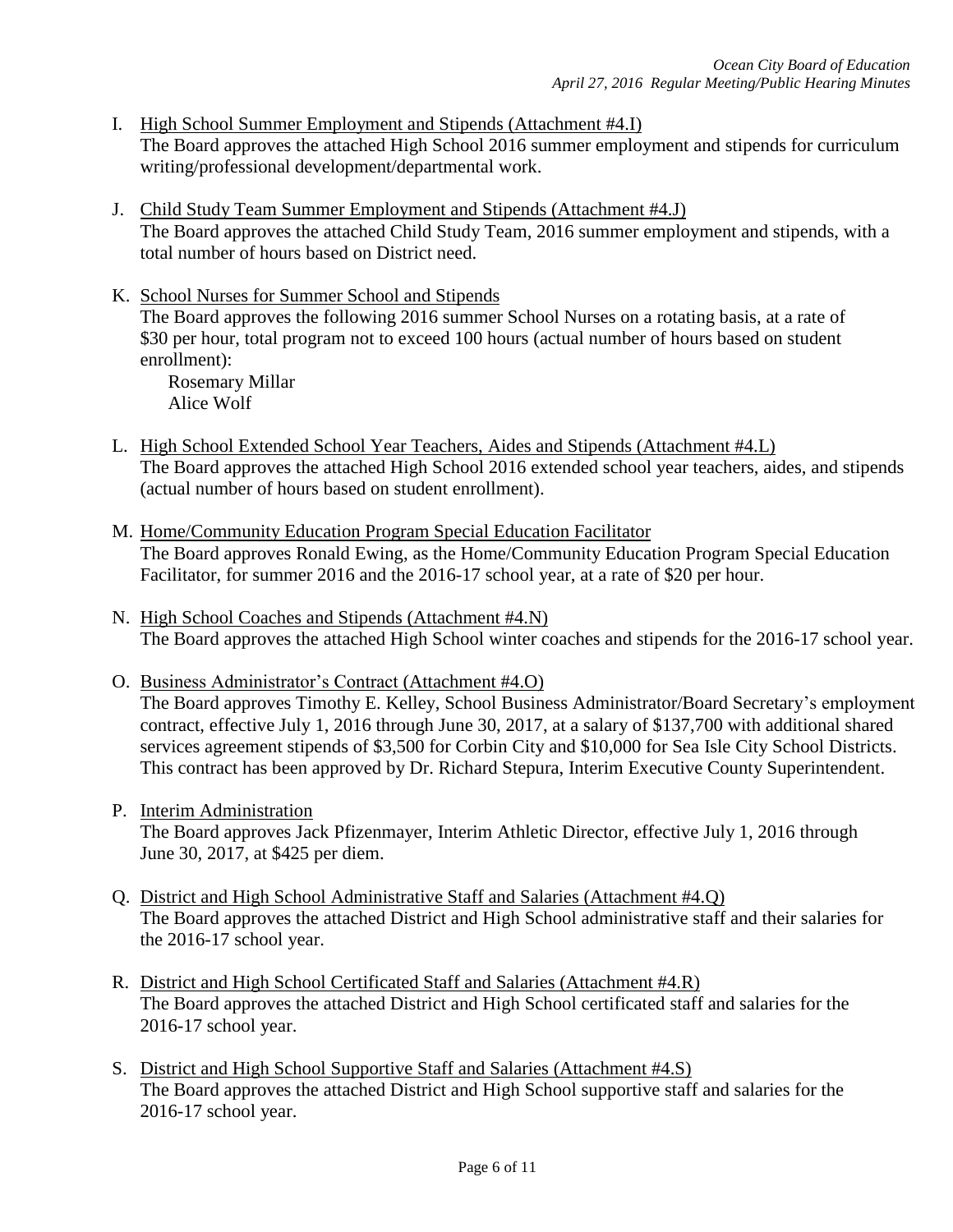I. <u>High School Summer Employment and Stipends (Attachment #4.I)</u>
The Board approves the attached High School 2016 summer employment and stipends for curriculum writing/professional development/departmental work.

J. <u>Child Study Team Summer Employment and Stipends (Attachment #4.J)</u>
The Board approves the attached Child Study Team, 2016 summer employment and stipends, with a total number of hours based on District need.

K. <u>School Nurses for Summer School and Stipends</u>
The Board approves the following 2016 summer School Nurses on a rotating basis, at a rate of $30 per hour, total program not to exceed 100 hours (actual number of hours based on student enrollment):
Rosemary Millar
Alice Wolf

L. <u>High School Extended School Year Teachers, Aides and Stipends (Attachment #4.L)</u>
The Board approves the attached High School 2016 extended school year teachers, aides, and stipends (actual number of hours based on student enrollment).

M. <u>Home/Community Education Program Special Education Facilitator</u>
The Board approves Ronald Ewing, as the Home/Community Education Program Special Education Facilitator, for summer 2016 and the 2016-17 school year, at a rate of $20 per hour.

N. <u>High School Coaches and Stipends (Attachment #4.N)</u>
The Board approves the attached High School winter coaches and stipends for the 2016-17 school year.

O. <u>Business Administrator's Contract (Attachment #4.O)</u>
The Board approves Timothy E. Kelley, School Business Administrator/Board Secretary's employment contract, effective July 1, 2016 through June 30, 2017, at a salary of $137,700 with additional shared services agreement stipends of $3,500 for Corbin City and $10,000 for Sea Isle City School Districts. This contract has been approved by Dr. Richard Stepura, Interim Executive County Superintendent.

P. <u>Interim Administration</u>
The Board approves Jack Pfizenmayer, Interim Athletic Director, effective July 1, 2016 through June 30, 2017, at $425 per diem.

Q. <u>District and High School Administrative Staff and Salaries (Attachment #4.Q)</u>
The Board approves the attached District and High School administrative staff and their salaries for the 2016-17 school year.

R. <u>District and High School Certificated Staff and Salaries (Attachment #4.R)</u>
The Board approves the attached District and High School certificated staff and salaries for the 2016-17 school year.

S. <u>District and High School Supportive Staff and Salaries (Attachment #4.S)</u>
The Board approves the attached District and High School supportive staff and salaries for the 2016-17 school year.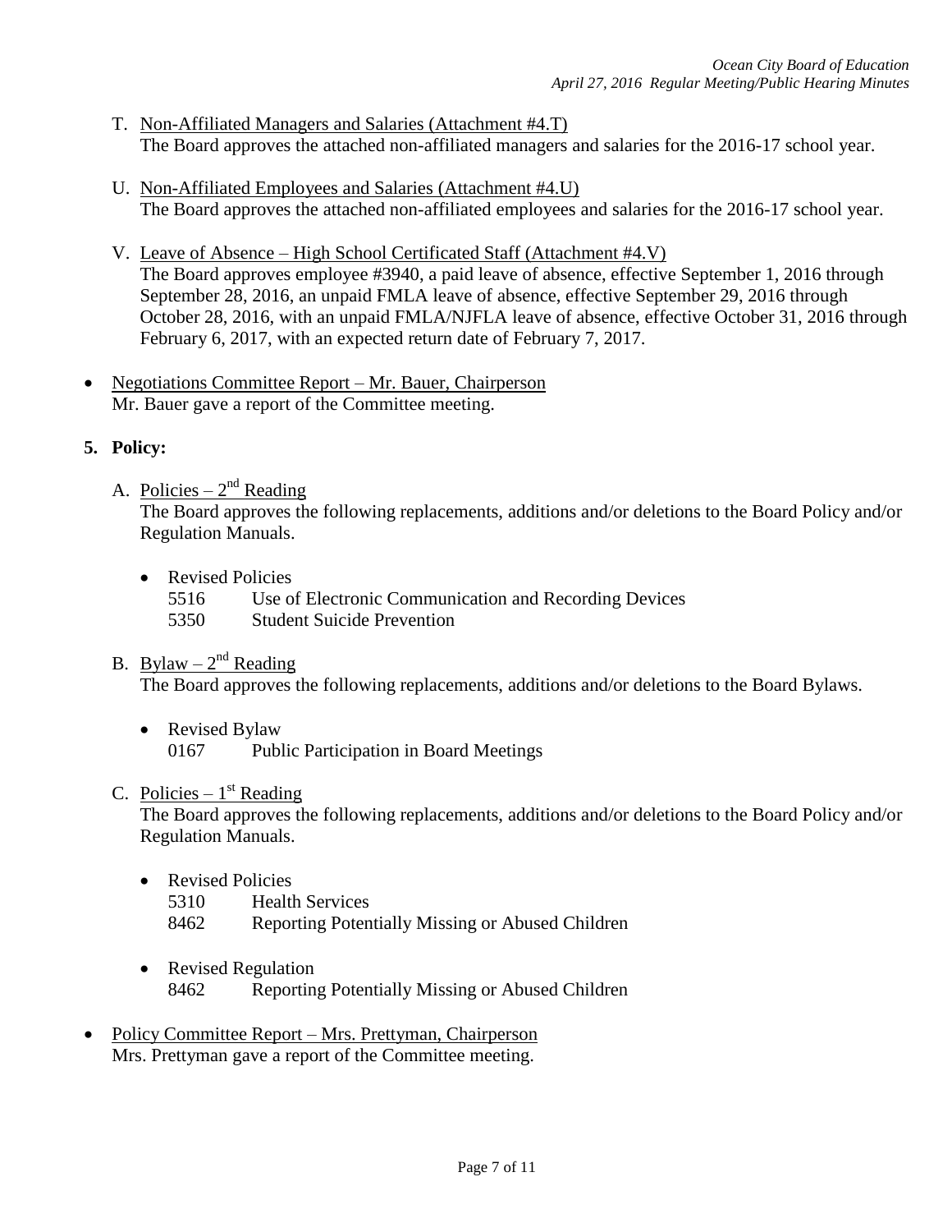T. Non-Affiliated Managers and Salaries (Attachment #4.T)
   The Board approves the attached non-affiliated managers and salaries for the 2016-17 school year.

U. Non-Affiliated Employees and Salaries (Attachment #4.U)
   The Board approves the attached non-affiliated employees and salaries for the 2016-17 school year.

V. Leave of Absence – High School Certificated Staff (Attachment #4.V)
   The Board approves employee #3940, a paid leave of absence, effective September 1, 2016 through September 28, 2016, an unpaid FMLA leave of absence, effective September 29, 2016 through October 28, 2016, with an unpaid FMLA/NJFLA leave of absence, effective October 31, 2016 through February 6, 2017, with an expected return date of February 7, 2017.

- Negotiations Committee Report – Mr. Bauer, Chairperson
  Mr. Bauer gave a report of the Committee meeting.

**5. Policy:**

A. Policies – 2nd Reading
   The Board approves the following replacements, additions and/or deletions to the Board Policy and/or Regulation Manuals.

   - Revised Policies
     5516 Use of Electronic Communication and Recording Devices
     5350 Student Suicide Prevention

B. Bylaw – 2nd Reading
   The Board approves the following replacements, additions and/or deletions to the Board Bylaws.

   - Revised Bylaw
     0167 Public Participation in Board Meetings

C. Policies – 1st Reading
   The Board approves the following replacements, additions and/or deletions to the Board Policy and/or Regulation Manuals.

   - Revised Policies
     5310 Health Services
     8462 Reporting Potentially Missing or Abused Children

   - Revised Regulation
     8462 Reporting Potentially Missing or Abused Children

- Policy Committee Report – Mrs. Prettyman, Chairperson
  Mrs. Prettyman gave a report of the Committee meeting.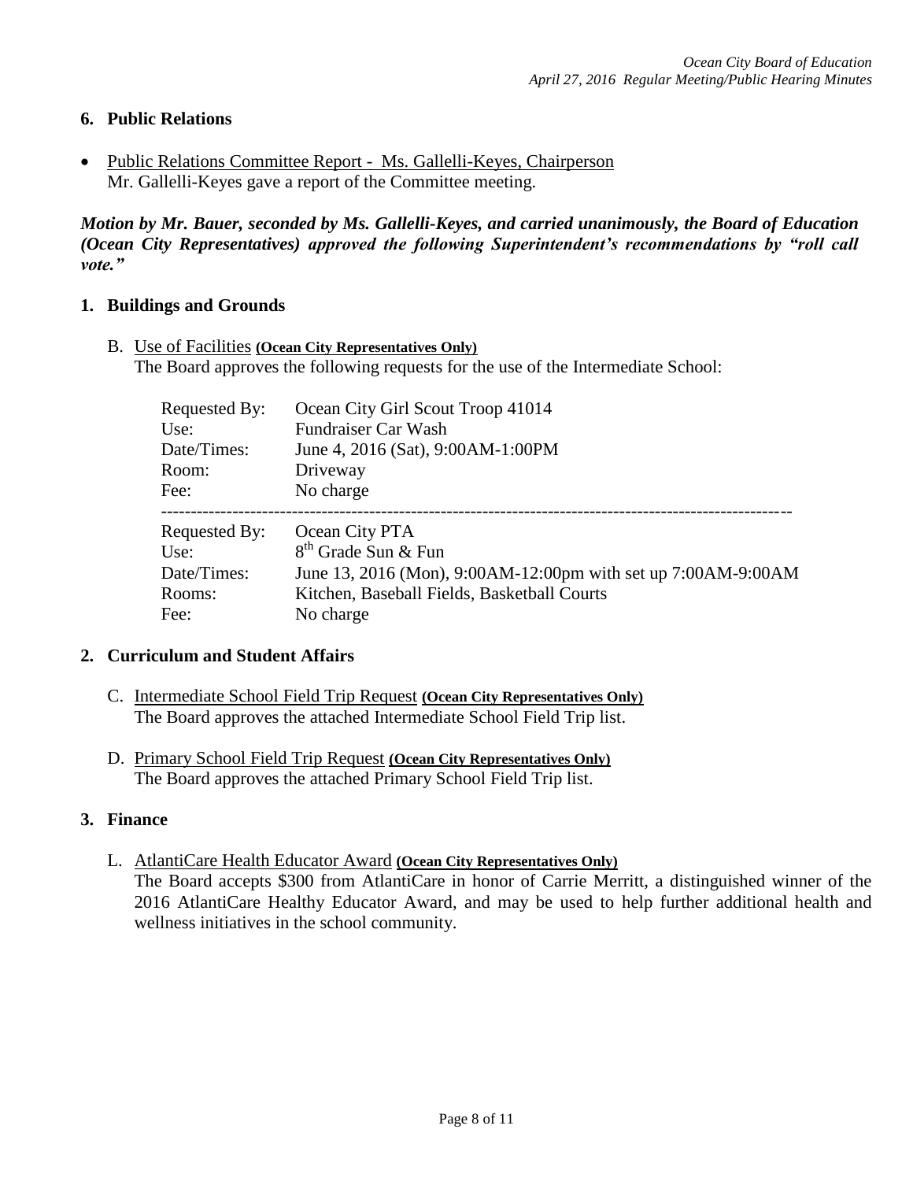## 6. Public Relations

- Public Relations Committee Report - Ms. Gallelli-Keyes, Chairperson
  Mr. Gallelli-Keyes gave a report of the Committee meeting.

***Motion by Mr. Bauer, seconded by Ms. Gallelli-Keyes, and carried unanimously, the Board of Education (Ocean City Representatives) approved the following Superintendent's recommendations by "roll call vote."***

## 1. Buildings and Grounds

B. Use of Facilities **(Ocean City Representatives Only)**
The Board approves the following requests for the use of the Intermediate School:

| | |
|---|---|
| Requested By: | Ocean City Girl Scout Troop 41014 |
| Use: | Fundraiser Car Wash |
| Date/Times: | June 4, 2016 (Sat), 9:00AM-1:00PM |
| Room: | Driveway |
| Fee: | No charge |

---

| | |
|---|---|
| Requested By: | Ocean City PTA |
| Use: | 8th Grade Sun & Fun |
| Date/Times: | June 13, 2016 (Mon), 9:00AM-12:00pm with set up 7:00AM-9:00AM |
| Rooms: | Kitchen, Baseball Fields, Basketball Courts |
| Fee: | No charge |

## 2. Curriculum and Student Affairs

C. Intermediate School Field Trip Request **(Ocean City Representatives Only)**
The Board approves the attached Intermediate School Field Trip list.

D. Primary School Field Trip Request **(Ocean City Representatives Only)**
The Board approves the attached Primary School Field Trip list.

## 3. Finance

L. AtlantiCare Health Educator Award **(Ocean City Representatives Only)**
The Board accepts $300 from AtlantiCare in honor of Carrie Merritt, a distinguished winner of the 2016 AtlantiCare Healthy Educator Award, and may be used to help further additional health and wellness initiatives in the school community.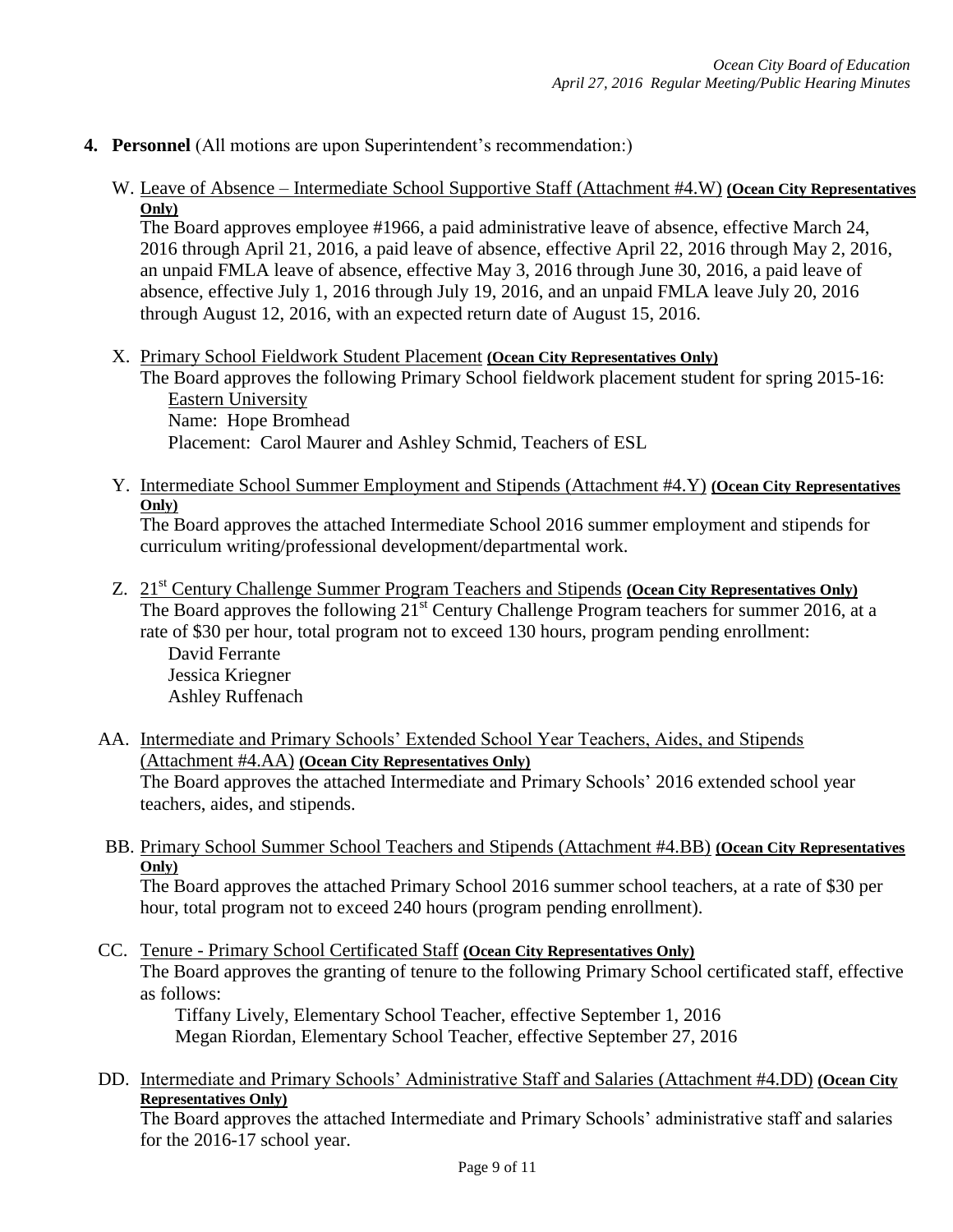**4. Personnel** (All motions are upon Superintendent's recommendation:)

W. Leave of Absence – Intermediate School Supportive Staff (Attachment #4.W) **(Ocean City Representatives Only)**

The Board approves employee #1966, a paid administrative leave of absence, effective March 24, 2016 through April 21, 2016, a paid leave of absence, effective April 22, 2016 through May 2, 2016, an unpaid FMLA leave of absence, effective May 3, 2016 through June 30, 2016, a paid leave of absence, effective July 1, 2016 through July 19, 2016, and an unpaid FMLA leave July 20, 2016 through August 12, 2016, with an expected return date of August 15, 2016.

X. Primary School Fieldwork Student Placement **(Ocean City Representatives Only)**

The Board approves the following Primary School fieldwork placement student for spring 2015-16:

Eastern University
Name: Hope Bromhead
Placement: Carol Maurer and Ashley Schmid, Teachers of ESL

Y. Intermediate School Summer Employment and Stipends (Attachment #4.Y) **(Ocean City Representatives Only)**

The Board approves the attached Intermediate School 2016 summer employment and stipends for curriculum writing/professional development/departmental work.

Z. 21st Century Challenge Summer Program Teachers and Stipends **(Ocean City Representatives Only)**

The Board approves the following 21st Century Challenge Program teachers for summer 2016, at a rate of $30 per hour, total program not to exceed 130 hours, program pending enrollment:

David Ferrante
Jessica Kriegner
Ashley Ruffenach

AA. Intermediate and Primary Schools' Extended School Year Teachers, Aides, and Stipends (Attachment #4.AA) **(Ocean City Representatives Only)**

The Board approves the attached Intermediate and Primary Schools' 2016 extended school year teachers, aides, and stipends.

BB. Primary School Summer School Teachers and Stipends (Attachment #4.BB) **(Ocean City Representatives Only)**

The Board approves the attached Primary School 2016 summer school teachers, at a rate of $30 per hour, total program not to exceed 240 hours (program pending enrollment).

CC. Tenure - Primary School Certificated Staff **(Ocean City Representatives Only)**

The Board approves the granting of tenure to the following Primary School certificated staff, effective as follows:

Tiffany Lively, Elementary School Teacher, effective September 1, 2016
Megan Riordan, Elementary School Teacher, effective September 27, 2016

DD. Intermediate and Primary Schools' Administrative Staff and Salaries (Attachment #4.DD) **(Ocean City Representatives Only)**

The Board approves the attached Intermediate and Primary Schools' administrative staff and salaries for the 2016-17 school year.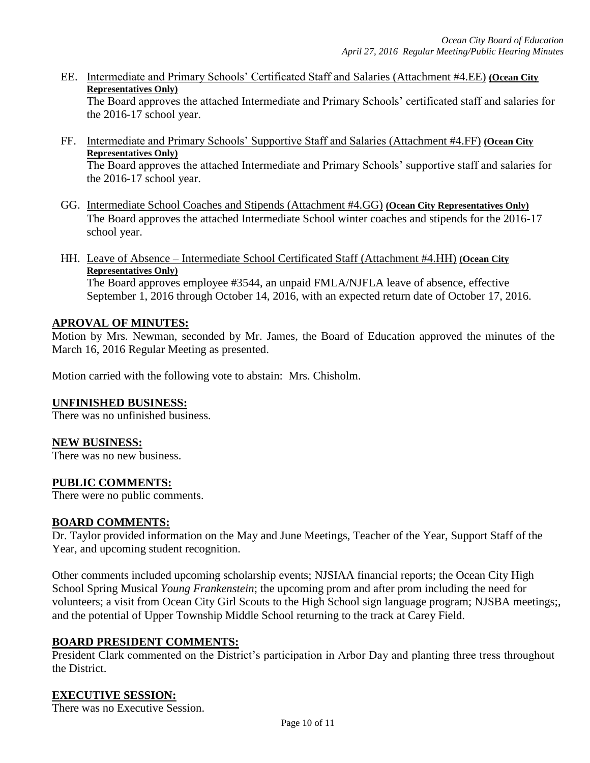EE. Intermediate and Primary Schools' Certificated Staff and Salaries (Attachment #4.EE) **(Ocean City Representatives Only)**
The Board approves the attached Intermediate and Primary Schools' certificated staff and salaries for the 2016-17 school year.

FF. Intermediate and Primary Schools' Supportive Staff and Salaries (Attachment #4.FF) **(Ocean City Representatives Only)**
The Board approves the attached Intermediate and Primary Schools' supportive staff and salaries for the 2016-17 school year.

GG. Intermediate School Coaches and Stipends (Attachment #4.GG) **(Ocean City Representatives Only)**
The Board approves the attached Intermediate School winter coaches and stipends for the 2016-17 school year.

HH. Leave of Absence – Intermediate School Certificated Staff (Attachment #4.HH) **(Ocean City Representatives Only)**
The Board approves employee #3544, an unpaid FMLA/NJFLA leave of absence, effective September 1, 2016 through October 14, 2016, with an expected return date of October 17, 2016.

**APROVAL OF MINUTES:**

Motion by Mrs. Newman, seconded by Mr. James, the Board of Education approved the minutes of the March 16, 2016 Regular Meeting as presented.

Motion carried with the following vote to abstain: Mrs. Chisholm.

**UNFINISHED BUSINESS:**

There was no unfinished business.

**NEW BUSINESS:**

There was no new business.

**PUBLIC COMMENTS:**

There were no public comments.

**BOARD COMMENTS:**

Dr. Taylor provided information on the May and June Meetings, Teacher of the Year, Support Staff of the Year, and upcoming student recognition.

Other comments included upcoming scholarship events; NJSIAA financial reports; the Ocean City High School Spring Musical *Young Frankenstein*; the upcoming prom and after prom including the need for volunteers; a visit from Ocean City Girl Scouts to the High School sign language program; NJSBA meetings;, and the potential of Upper Township Middle School returning to the track at Carey Field.

**BOARD PRESIDENT COMMENTS:**

President Clark commented on the District's participation in Arbor Day and planting three tress throughout the District.

**EXECUTIVE SESSION:**

There was no Executive Session.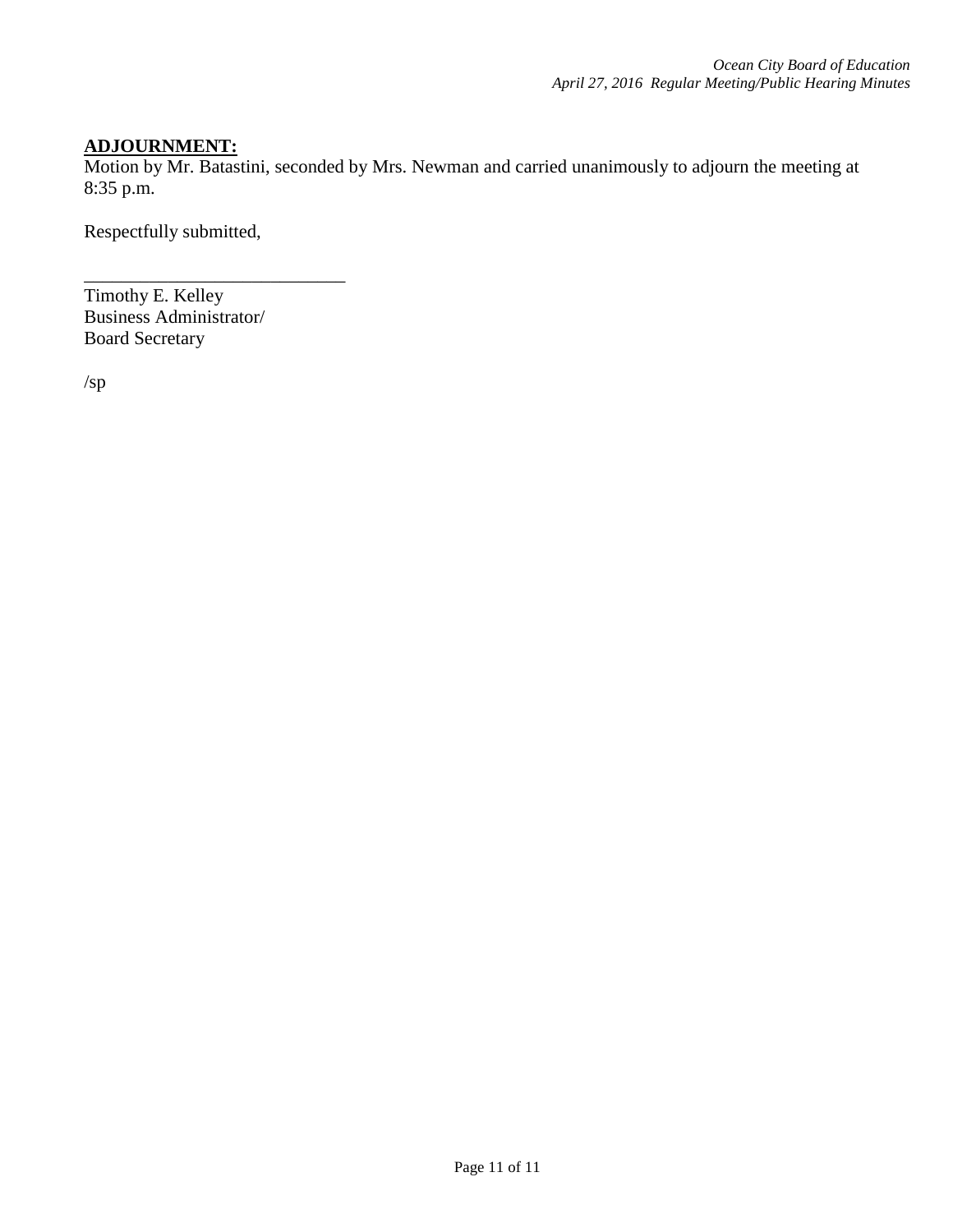**ADJOURNMENT:**

Motion by Mr. Batastini, seconded by Mrs. Newman and carried unanimously to adjourn the meeting at 8:35 p.m.

Respectfully submitted,

\_\_\_\_\_\_\_\_\_\_\_\_\_\_\_\_\_\_\_\_\_\_\_\_\_\_\_\_\_\_

Timothy E. Kelley
Business Administrator/
Board Secretary

/sp